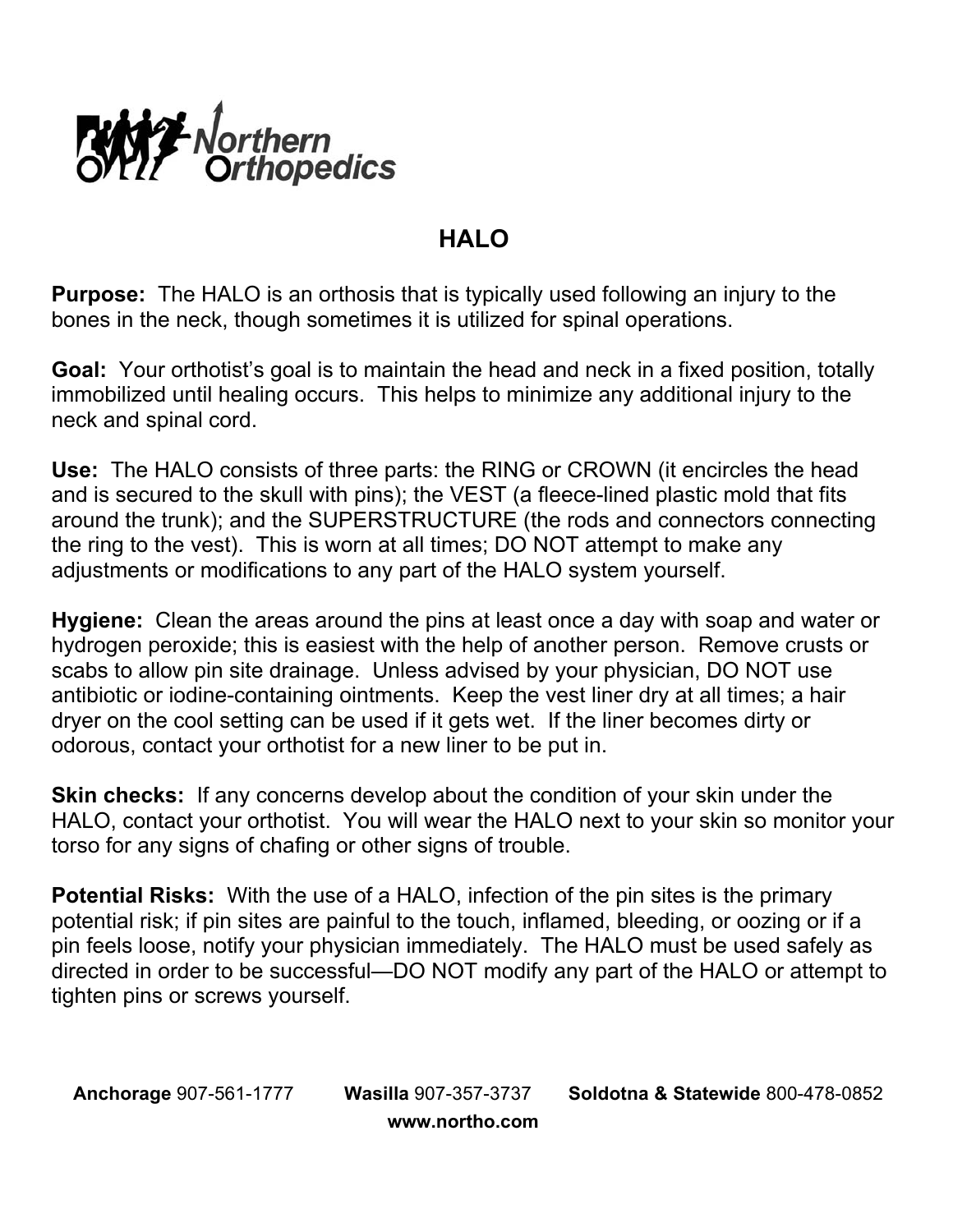**Northern Orthopedics**

# HALO

**Purpose:** The HALO is an orthosis that is typically used following an injury to the bones in the neck, though sometimes it is utilized for spinal operations.

**Goal:** Your orthotist's goal is to maintain the head and neck in a fixed position, totally immobilized until healing occurs. This helps to minimize any additional injury to the neck and spinal cord.

**Use:** The HALO consists of three parts: the RING or CROWN (it encircles the head and is secured to the skull with pins); the VEST (a fleece-lined plastic mold that fits around the trunk); and the SUPERSTRUCTURE (the rods and connectors connecting the ring to the vest). This is worn at all times; DO NOT attempt to make any adjustments or modifications to any part of the HALO system yourself.

**Hygiene:** Clean the areas around the pins at least once a day with soap and water or hydrogen peroxide; this is easiest with the help of another person. Remove crusts or scabs to allow pin site drainage. Unless advised by your physician, DO NOT use antibiotic or iodine-containing ointments. Keep the vest liner dry at all times; a hair dryer on the cool setting can be used if it gets wet. If the liner becomes dirty or odorous, contact your orthotist for a new liner to be put in.

**Skin checks:** If any concerns develop about the condition of your skin under the HALO, contact your orthotist. You will wear the HALO next to your skin so monitor your torso for any signs of chafing or other signs of trouble.

**Potential Risks:** With the use of a HALO, infection of the pin sites is the primary potential risk; if pin sites are painful to the touch, inflamed, bleeding, or oozing or if a pin feels loose, notify your physician immediately. The HALO must be used safely as directed in order to be successful—DO NOT modify any part of the HALO or attempt to tighten pins or screws yourself.

**Anchorage** 907-561-1777 **Wasilla** 907-357-3737 **Soldotna & Statewide** 800-478-0852
**www.northo.com**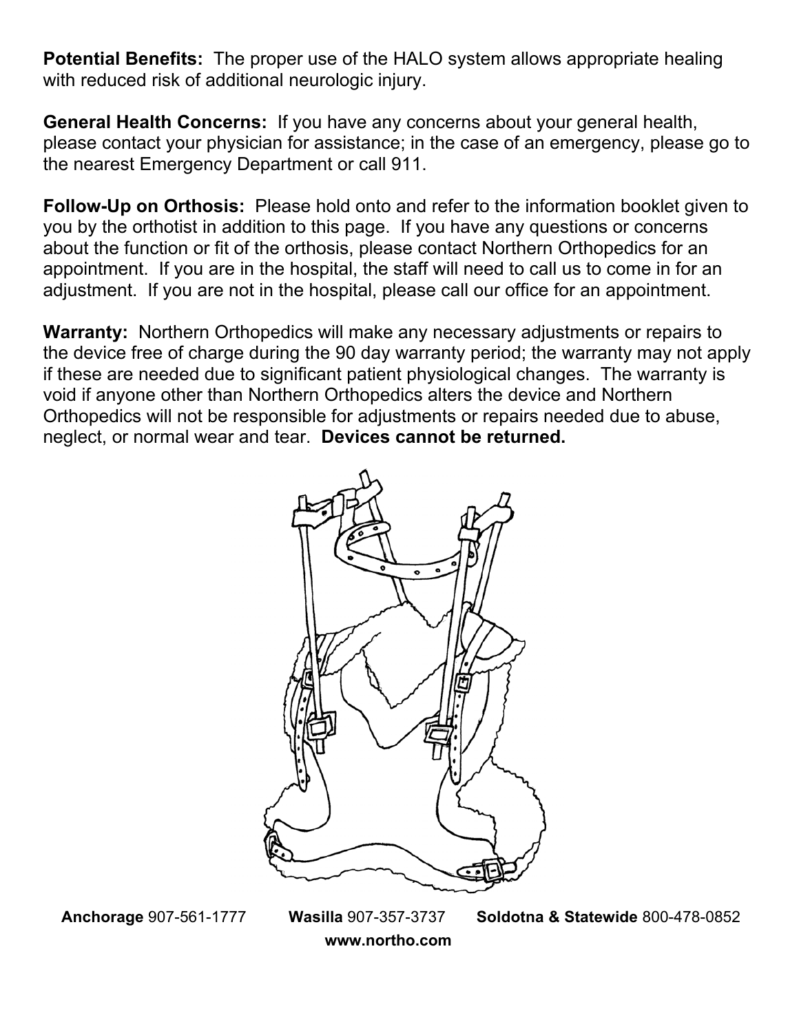**Potential Benefits:** The proper use of the HALO system allows appropriate healing with reduced risk of additional neurologic injury.

**General Health Concerns:** If you have any concerns about your general health, please contact your physician for assistance; in the case of an emergency, please go to the nearest Emergency Department or call 911.

**Follow-Up on Orthosis:** Please hold onto and refer to the information booklet given to you by the orthotist in addition to this page. If you have any questions or concerns about the function or fit of the orthosis, please contact Northern Orthopedics for an appointment. If you are in the hospital, the staff will need to call us to come in for an adjustment. If you are not in the hospital, please call our office for an appointment.

**Warranty:** Northern Orthopedics will make any necessary adjustments or repairs to the device free of charge during the 90 day warranty period; the warranty may not apply if these are needed due to significant patient physiological changes. The warranty is void if anyone other than Northern Orthopedics alters the device and Northern Orthopedics will not be responsible for adjustments or repairs needed due to abuse, neglect, or normal wear and tear. **Devices cannot be returned.**

**Anchorage** 907-561-1777 **Wasilla** 907-357-3737 **Soldotna & Statewide** 800-478-0852

**www.northo.com**